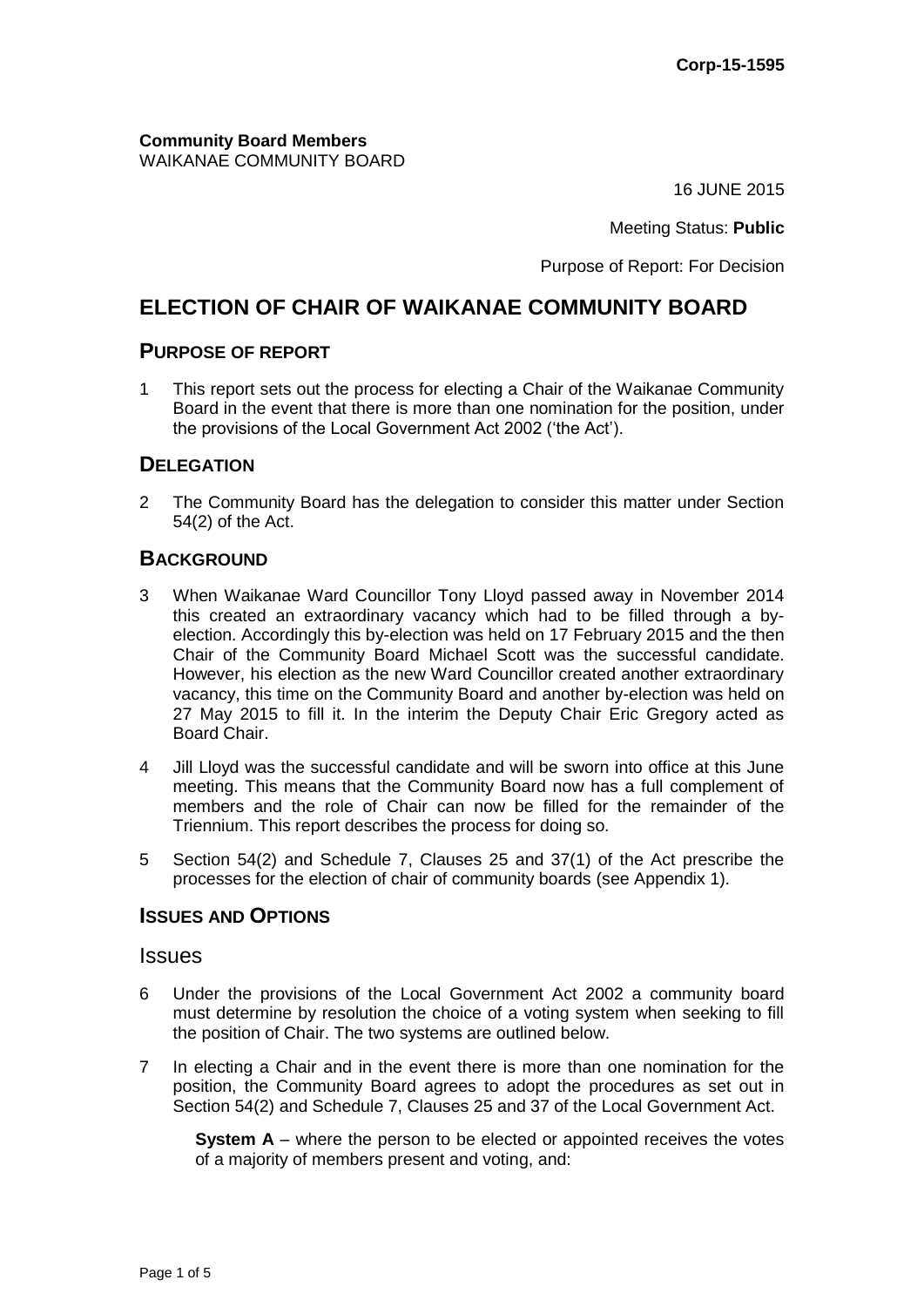**Corp-15-1595**

**Community Board Members**
WAIKANAE COMMUNITY BOARD

16 JUNE 2015

Meeting Status: **Public**

Purpose of Report: For Decision

# ELECTION OF CHAIR OF WAIKANAE COMMUNITY BOARD

## PURPOSE OF REPORT

1 This report sets out the process for electing a Chair of the Waikanae Community Board in the event that there is more than one nomination for the position, under the provisions of the Local Government Act 2002 ('the Act').

## DELEGATION

2 The Community Board has the delegation to consider this matter under Section 54(2) of the Act.

## BACKGROUND

3 When Waikanae Ward Councillor Tony Lloyd passed away in November 2014 this created an extraordinary vacancy which had to be filled through a by-election. Accordingly this by-election was held on 17 February 2015 and the then Chair of the Community Board Michael Scott was the successful candidate. However, his election as the new Ward Councillor created another extraordinary vacancy, this time on the Community Board and another by-election was held on 27 May 2015 to fill it. In the interim the Deputy Chair Eric Gregory acted as Board Chair.

4 Jill Lloyd was the successful candidate and will be sworn into office at this June meeting. This means that the Community Board now has a full complement of members and the role of Chair can now be filled for the remainder of the Triennium. This report describes the process for doing so.

5 Section 54(2) and Schedule 7, Clauses 25 and 37(1) of the Act prescribe the processes for the election of chair of community boards (see Appendix 1).

## ISSUES AND OPTIONS

### Issues

6 Under the provisions of the Local Government Act 2002 a community board must determine by resolution the choice of a voting system when seeking to fill the position of Chair. The two systems are outlined below.

7 In electing a Chair and in the event there is more than one nomination for the position, the Community Board agrees to adopt the procedures as set out in Section 54(2) and Schedule 7, Clauses 25 and 37 of the Local Government Act.

**System A** – where the person to be elected or appointed receives the votes of a majority of members present and voting, and: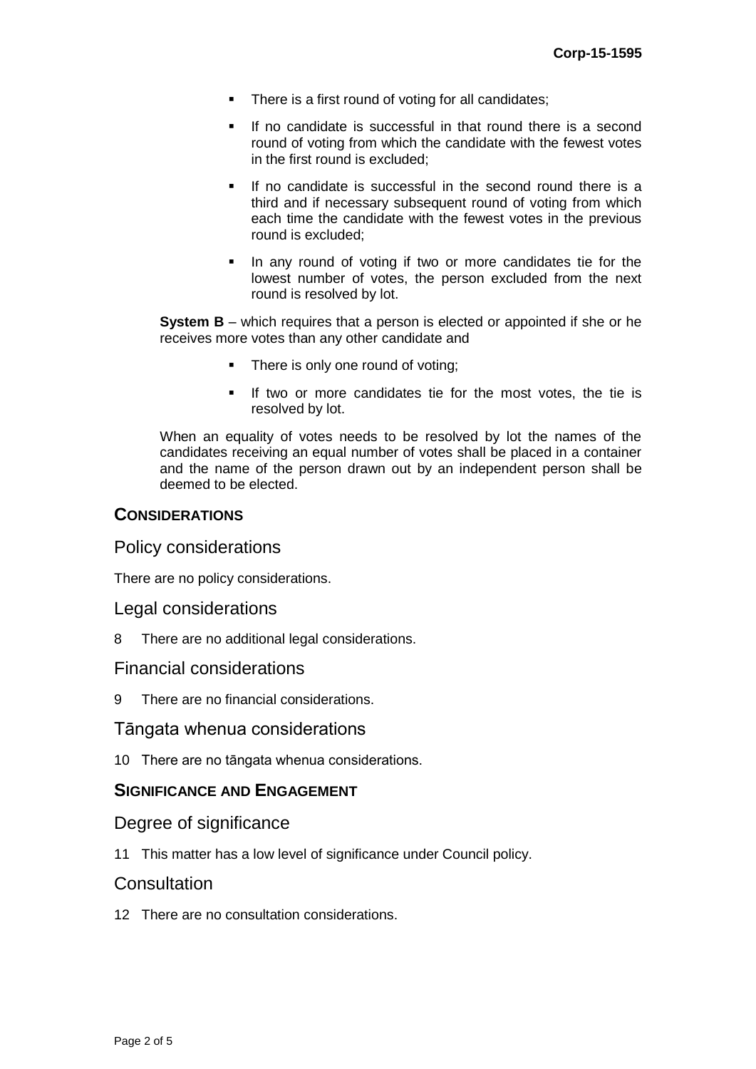- There is a first round of voting for all candidates;
- If no candidate is successful in that round there is a second round of voting from which the candidate with the fewest votes in the first round is excluded;
- If no candidate is successful in the second round there is a third and if necessary subsequent round of voting from which each time the candidate with the fewest votes in the previous round is excluded;
- In any round of voting if two or more candidates tie for the lowest number of votes, the person excluded from the next round is resolved by lot.

**System B** – which requires that a person is elected or appointed if she or he receives more votes than any other candidate and

- There is only one round of voting;
- If two or more candidates tie for the most votes, the tie is resolved by lot.

When an equality of votes needs to be resolved by lot the names of the candidates receiving an equal number of votes shall be placed in a container and the name of the person drawn out by an independent person shall be deemed to be elected.

## CONSIDERATIONS

### Policy considerations

There are no policy considerations.

### Legal considerations

8 There are no additional legal considerations.

### Financial considerations

9 There are no financial considerations.

### Tāngata whenua considerations

10 There are no tāngata whenua considerations.

## SIGNIFICANCE AND ENGAGEMENT

### Degree of significance

11 This matter has a low level of significance under Council policy.

### Consultation

12 There are no consultation considerations.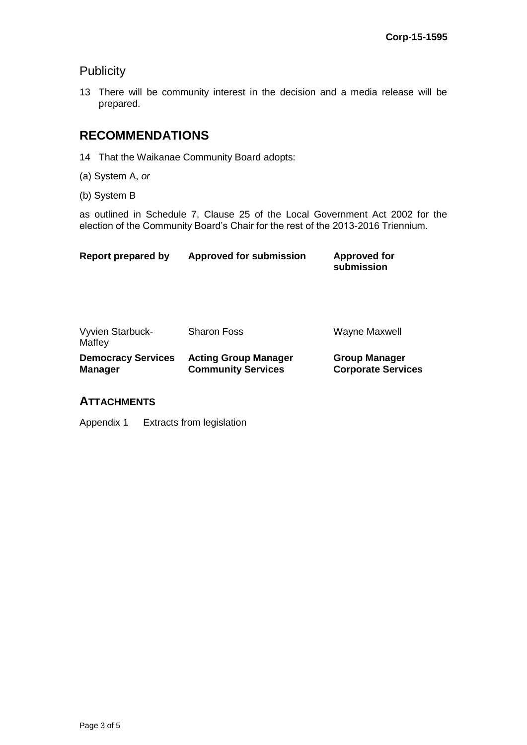## Publicity

13 There will be community interest in the decision and a media release will be prepared.

## RECOMMENDATIONS

14 That the Waikanae Community Board adopts:

(a) System A, *or*

(b) System B

as outlined in Schedule 7, Clause 25 of the Local Government Act 2002 for the election of the Community Board's Chair for the rest of the 2013-2016 Triennium.

| **Report prepared by** | **Approved for submission** | **Approved for submission** |
|---|---|---|
| Vyvien Starbuck-Maffey | Sharon Foss | Wayne Maxwell |
| **Democracy Services Manager** | **Acting Group Manager Community Services** | **Group Manager Corporate Services** |

## ATTACHMENTS

Appendix 1 Extracts from legislation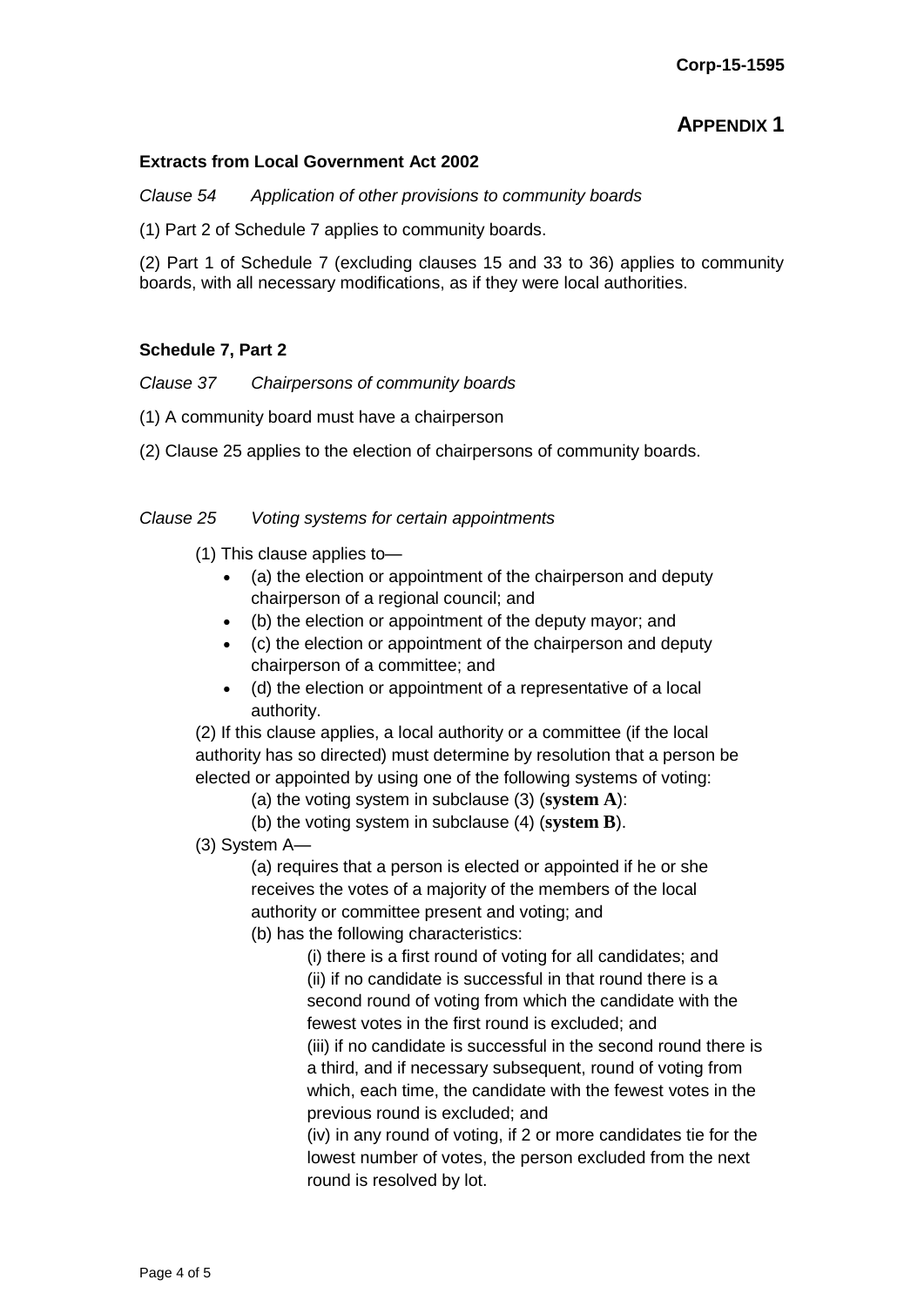# APPENDIX 1

**Extracts from Local Government Act 2002**

*Clause 54 Application of other provisions to community boards*

(1) Part 2 of Schedule 7 applies to community boards.

(2) Part 1 of Schedule 7 (excluding clauses 15 and 33 to 36) applies to community boards, with all necessary modifications, as if they were local authorities.

**Schedule 7, Part 2**

*Clause 37 Chairpersons of community boards*

(1) A community board must have a chairperson

(2) Clause 25 applies to the election of chairpersons of community boards.

*Clause 25 Voting systems for certain appointments*

(1) This clause applies to—

- (a) the election or appointment of the chairperson and deputy chairperson of a regional council; and
- (b) the election or appointment of the deputy mayor; and
- (c) the election or appointment of the chairperson and deputy chairperson of a committee; and
- (d) the election or appointment of a representative of a local authority.

(2) If this clause applies, a local authority or a committee (if the local authority has so directed) must determine by resolution that a person be elected or appointed by using one of the following systems of voting:

(a) the voting system in subclause (3) (**system A**):

(b) the voting system in subclause (4) (**system B**).

(3) System A—

(a) requires that a person is elected or appointed if he or she receives the votes of a majority of the members of the local authority or committee present and voting; and

(b) has the following characteristics:

(i) there is a first round of voting for all candidates; and

(ii) if no candidate is successful in that round there is a second round of voting from which the candidate with the fewest votes in the first round is excluded; and

(iii) if no candidate is successful in the second round there is a third, and if necessary subsequent, round of voting from which, each time, the candidate with the fewest votes in the previous round is excluded; and

(iv) in any round of voting, if 2 or more candidates tie for the lowest number of votes, the person excluded from the next round is resolved by lot.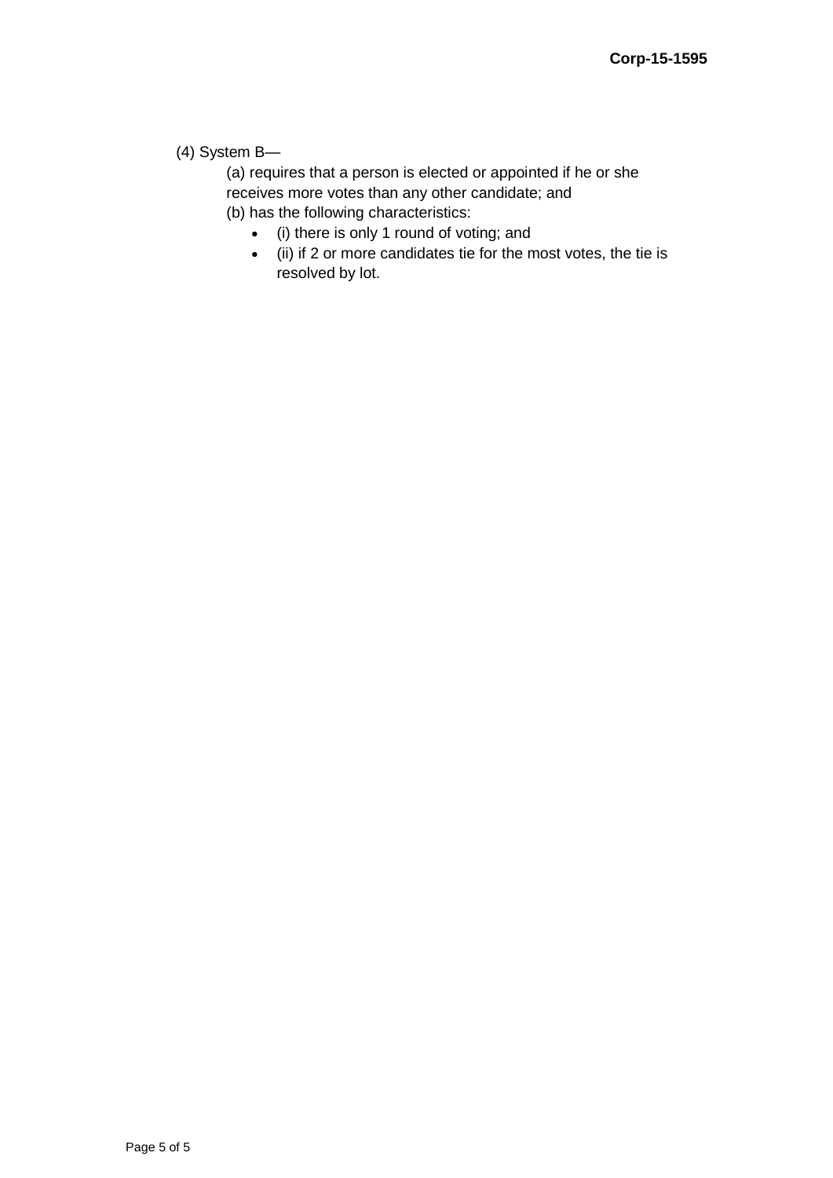(4) System B—

(a) requires that a person is elected or appointed if he or she receives more votes than any other candidate; and

(b) has the following characteristics:

- (i) there is only 1 round of voting; and
- (ii) if 2 or more candidates tie for the most votes, the tie is resolved by lot.